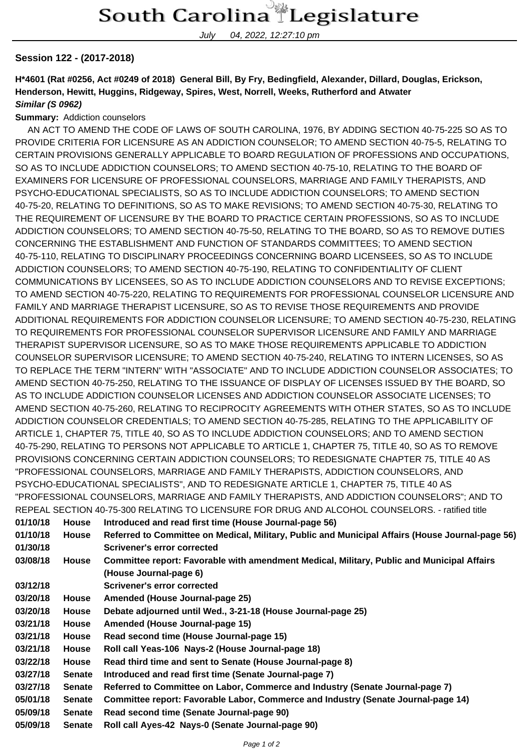# South Carolina Legislature

July 04, 2022, 12:27:10 pm

**Session 122 - (2017-2018)**

**H*4601 (Rat #0256, Act #0249 of 2018) General Bill, By Fry, Bedingfield, Alexander, Dillard, Douglas, Erickson, Henderson, Hewitt, Huggins, Ridgeway, Spires, West, Norrell, Weeks, Rutherford and Atwater**
***Similar (S 0962)***

**Summary:** Addiction counselors

AN ACT TO AMEND THE CODE OF LAWS OF SOUTH CAROLINA, 1976, BY ADDING SECTION 40-75-225 SO AS TO PROVIDE CRITERIA FOR LICENSURE AS AN ADDICTION COUNSELOR; TO AMEND SECTION 40-75-5, RELATING TO CERTAIN PROVISIONS GENERALLY APPLICABLE TO BOARD REGULATION OF PROFESSIONS AND OCCUPATIONS, SO AS TO INCLUDE ADDICTION COUNSELORS; TO AMEND SECTION 40-75-10, RELATING TO THE BOARD OF EXAMINERS FOR LICENSURE OF PROFESSIONAL COUNSELORS, MARRIAGE AND FAMILY THERAPISTS, AND PSYCHO-EDUCATIONAL SPECIALISTS, SO AS TO INCLUDE ADDICTION COUNSELORS; TO AMEND SECTION 40-75-20, RELATING TO DEFINITIONS, SO AS TO MAKE REVISIONS; TO AMEND SECTION 40-75-30, RELATING TO THE REQUIREMENT OF LICENSURE BY THE BOARD TO PRACTICE CERTAIN PROFESSIONS, SO AS TO INCLUDE ADDICTION COUNSELORS; TO AMEND SECTION 40-75-50, RELATING TO THE BOARD, SO AS TO REMOVE DUTIES CONCERNING THE ESTABLISHMENT AND FUNCTION OF STANDARDS COMMITTEES; TO AMEND SECTION 40-75-110, RELATING TO DISCIPLINARY PROCEEDINGS CONCERNING BOARD LICENSEES, SO AS TO INCLUDE ADDICTION COUNSELORS; TO AMEND SECTION 40-75-190, RELATING TO CONFIDENTIALITY OF CLIENT COMMUNICATIONS BY LICENSEES, SO AS TO INCLUDE ADDICTION COUNSELORS AND TO REVISE EXCEPTIONS; TO AMEND SECTION 40-75-220, RELATING TO REQUIREMENTS FOR PROFESSIONAL COUNSELOR LICENSURE AND FAMILY AND MARRIAGE THERAPIST LICENSURE, SO AS TO REVISE THOSE REQUIREMENTS AND PROVIDE ADDITIONAL REQUIREMENTS FOR ADDICTION COUNSELOR LICENSURE; TO AMEND SECTION 40-75-230, RELATING TO REQUIREMENTS FOR PROFESSIONAL COUNSELOR SUPERVISOR LICENSURE AND FAMILY AND MARRIAGE THERAPIST SUPERVISOR LICENSURE, SO AS TO MAKE THOSE REQUIREMENTS APPLICABLE TO ADDICTION COUNSELOR SUPERVISOR LICENSURE; TO AMEND SECTION 40-75-240, RELATING TO INTERN LICENSES, SO AS TO REPLACE THE TERM "INTERN" WITH "ASSOCIATE" AND TO INCLUDE ADDICTION COUNSELOR ASSOCIATES; TO AMEND SECTION 40-75-250, RELATING TO THE ISSUANCE OF DISPLAY OF LICENSES ISSUED BY THE BOARD, SO AS TO INCLUDE ADDICTION COUNSELOR LICENSES AND ADDICTION COUNSELOR ASSOCIATE LICENSES; TO AMEND SECTION 40-75-260, RELATING TO RECIPROCITY AGREEMENTS WITH OTHER STATES, SO AS TO INCLUDE ADDICTION COUNSELOR CREDENTIALS; TO AMEND SECTION 40-75-285, RELATING TO THE APPLICABILITY OF ARTICLE 1, CHAPTER 75, TITLE 40, SO AS TO INCLUDE ADDICTION COUNSELORS; AND TO AMEND SECTION 40-75-290, RELATING TO PERSONS NOT APPLICABLE TO ARTICLE 1, CHAPTER 75, TITLE 40, SO AS TO REMOVE PROVISIONS CONCERNING CERTAIN ADDICTION COUNSELORS; TO REDESIGNATE CHAPTER 75, TITLE 40 AS "PROFESSIONAL COUNSELORS, MARRIAGE AND FAMILY THERAPISTS, ADDICTION COUNSELORS, AND PSYCHO-EDUCATIONAL SPECIALISTS", AND TO REDESIGNATE ARTICLE 1, CHAPTER 75, TITLE 40 AS "PROFESSIONAL COUNSELORS, MARRIAGE AND FAMILY THERAPISTS, AND ADDICTION COUNSELORS"; AND TO REPEAL SECTION 40-75-300 RELATING TO LICENSURE FOR DRUG AND ALCOHOL COUNSELORS. - ratified title

| | | |
|---|---|---|
| **01/10/18** | **House** | **Introduced and read first time (House Journal-page 56)** |
| **01/10/18** | **House** | **Referred to Committee on Medical, Military, Public and Municipal Affairs (House Journal-page 56)** |
| **01/30/18** | | **Scrivener's error corrected** |
| **03/08/18** | **House** | **Committee report: Favorable with amendment Medical, Military, Public and Municipal Affairs (House Journal-page 6)** |
| **03/12/18** | | **Scrivener's error corrected** |
| **03/20/18** | **House** | **Amended (House Journal-page 25)** |
| **03/20/18** | **House** | **Debate adjourned until Wed., 3-21-18 (House Journal-page 25)** |
| **03/21/18** | **House** | **Amended (House Journal-page 15)** |
| **03/21/18** | **House** | **Read second time (House Journal-page 15)** |
| **03/21/18** | **House** | **Roll call Yeas-106 Nays-2 (House Journal-page 18)** |
| **03/22/18** | **House** | **Read third time and sent to Senate (House Journal-page 8)** |
| **03/27/18** | **Senate** | **Introduced and read first time (Senate Journal-page 7)** |
| **03/27/18** | **Senate** | **Referred to Committee on Labor, Commerce and Industry (Senate Journal-page 7)** |
| **05/01/18** | **Senate** | **Committee report: Favorable Labor, Commerce and Industry (Senate Journal-page 14)** |
| **05/09/18** | **Senate** | **Read second time (Senate Journal-page 90)** |
| **05/09/18** | **Senate** | **Roll call Ayes-42 Nays-0 (Senate Journal-page 90)** |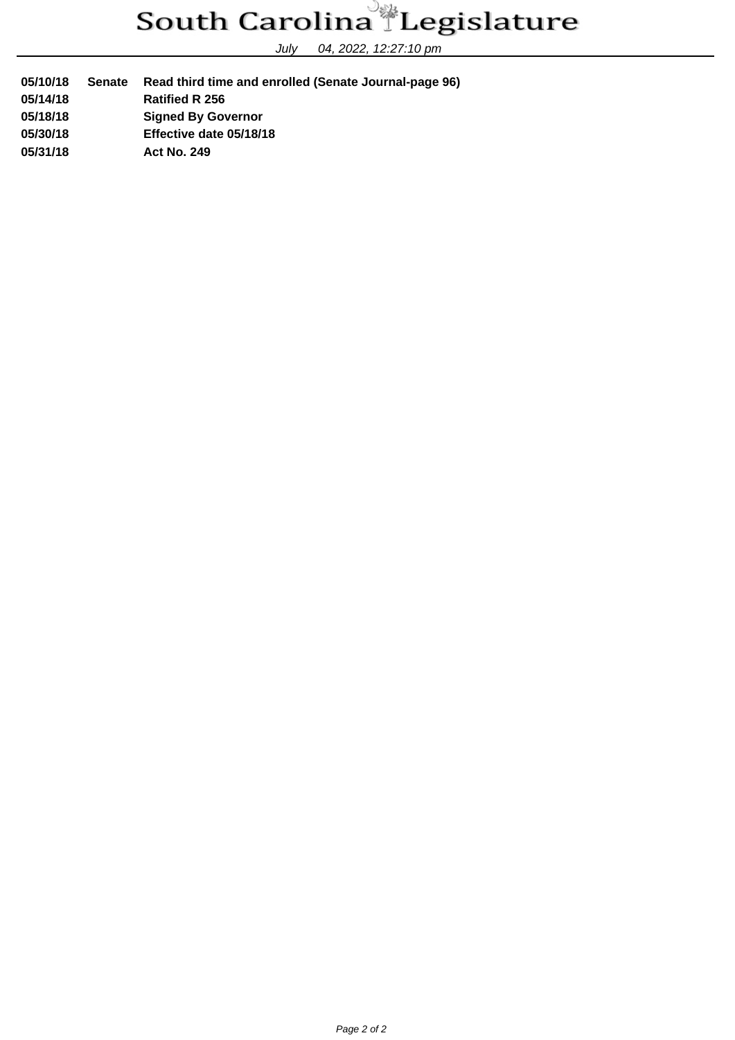| | | |
|---|---|---|
| **05/10/18** | **Senate** | **Read third time and enrolled (Senate Journal-page 96)** |
| **05/14/18** | | **Ratified R 256** |
| **05/18/18** | | **Signed By Governor** |
| **05/30/18** | | **Effective date 05/18/18** |
| **05/31/18** | | **Act No. 249** |